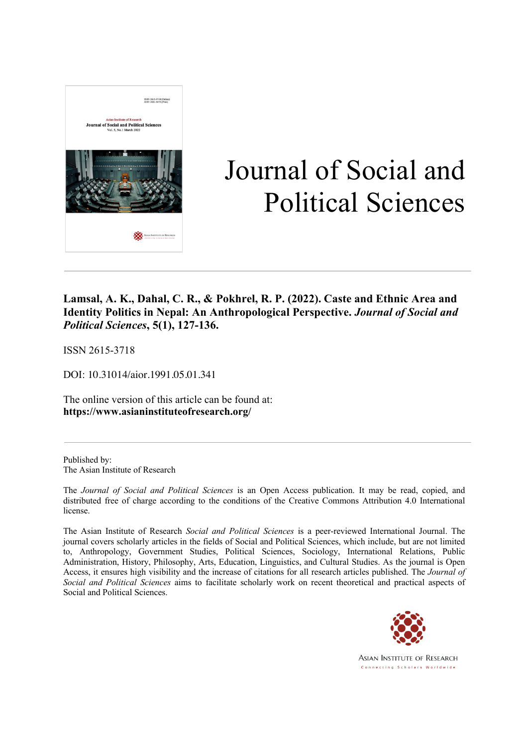# Journal of Social and Political Sciences

**Lamsal, A. K., Dahal, C. R., & Pokhrel, R. P. (2022). Caste and Ethnic Area and Identity Politics in Nepal: An Anthropological Perspective. *Journal of Social and Political Sciences*, 5(1), 127-136.**

ISSN 2615-3718

DOI: 10.31014/aior.1991.05.01.341

The online version of this article can be found at:
**https://www.asianinstituteofresearch.org/**

Published by:
The Asian Institute of Research

The *Journal of Social and Political Sciences* is an Open Access publication. It may be read, copied, and distributed free of charge according to the conditions of the Creative Commons Attribution 4.0 International license.

The Asian Institute of Research *Social and Political Sciences* is a peer-reviewed International Journal. The journal covers scholarly articles in the fields of Social and Political Sciences, which include, but are not limited to, Anthropology, Government Studies, Political Sciences, Sociology, International Relations, Public Administration, History, Philosophy, Arts, Education, Linguistics, and Cultural Studies. As the journal is Open Access, it ensures high visibility and the increase of citations for all research articles published. The *Journal of Social and Political Sciences* aims to facilitate scholarly work on recent theoretical and practical aspects of Social and Political Sciences.

Asian Institute of Research
Connecting Scholars Worldwide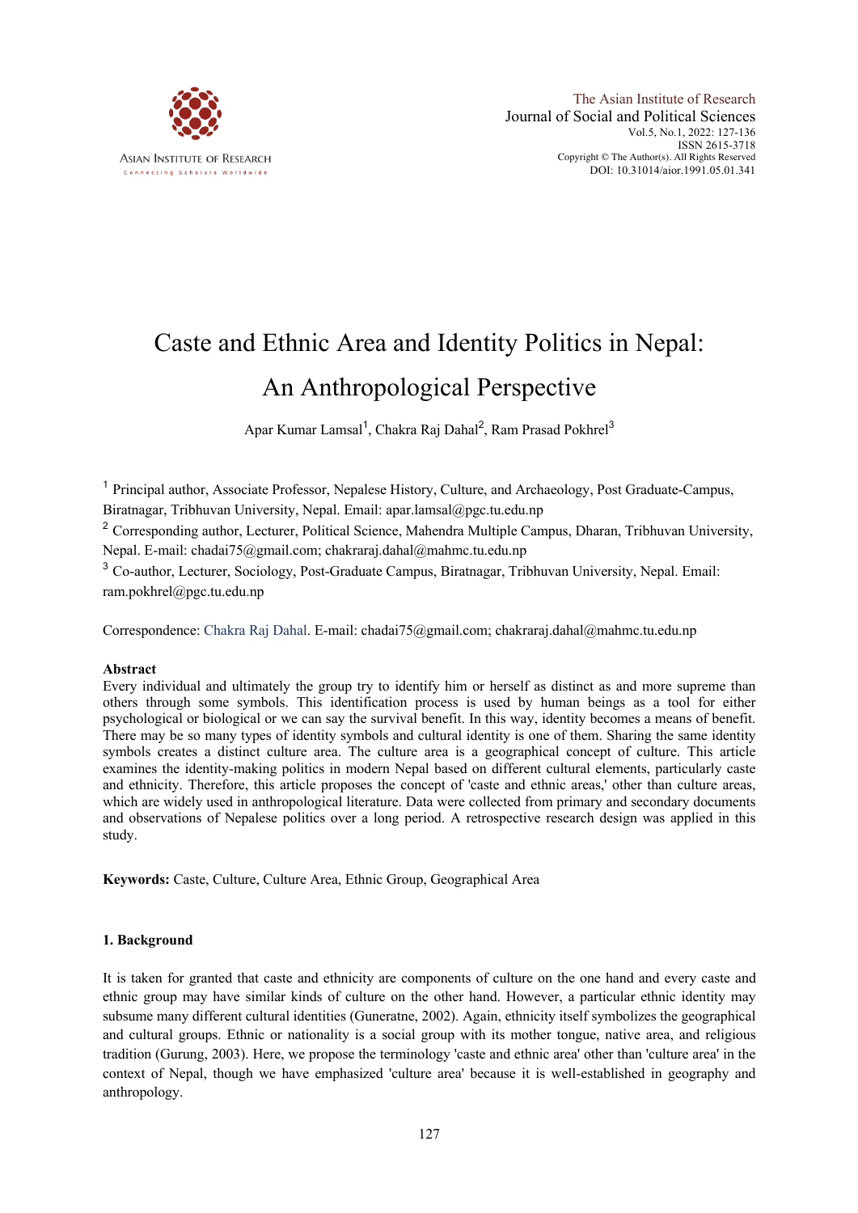# Caste and Ethnic Area and Identity Politics in Nepal: An Anthropological Perspective

Apar Kumar Lamsal[1], Chakra Raj Dahal[2], Ram Prasad Pokhrel[3]

[1] Principal author, Associate Professor, Nepalese History, Culture, and Archaeology, Post Graduate-Campus, Biratnagar, Tribhuvan University, Nepal. Email: apar.lamsal@pgc.tu.edu.np

[2] Corresponding author, Lecturer, Political Science, Mahendra Multiple Campus, Dharan, Tribhuvan University, Nepal. E-mail: chadai75@gmail.com; chakraraj.dahal@mahmc.tu.edu.np

[3] Co-author, Lecturer, Sociology, Post-Graduate Campus, Biratnagar, Tribhuvan University, Nepal. Email: ram.pokhrel@pgc.tu.edu.np

Correspondence: Chakra Raj Dahal. E-mail: chadai75@gmail.com; chakraraj.dahal@mahmc.tu.edu.np

## Abstract

Every individual and ultimately the group try to identify him or herself as distinct as and more supreme than others through some symbols. This identification process is used by human beings as a tool for either psychological or biological or we can say the survival benefit. In this way, identity becomes a means of benefit. There may be so many types of identity symbols and cultural identity is one of them. Sharing the same identity symbols creates a distinct culture area. The culture area is a geographical concept of culture. This article examines the identity-making politics in modern Nepal based on different cultural elements, particularly caste and ethnicity. Therefore, this article proposes the concept of 'caste and ethnic areas,' other than culture areas, which are widely used in anthropological literature. Data were collected from primary and secondary documents and observations of Nepalese politics over a long period. A retrospective research design was applied in this study.

**Keywords:** Caste, Culture, Culture Area, Ethnic Group, Geographical Area

## 1. Background

It is taken for granted that caste and ethnicity are components of culture on the one hand and every caste and ethnic group may have similar kinds of culture on the other hand. However, a particular ethnic identity may subsume many different cultural identities (Guneratne, 2002). Again, ethnicity itself symbolizes the geographical and cultural groups. Ethnic or nationality is a social group with its mother tongue, native area, and religious tradition (Gurung, 2003). Here, we propose the terminology 'caste and ethnic area' other than 'culture area' in the context of Nepal, though we have emphasized 'culture area' because it is well-established in geography and anthropology.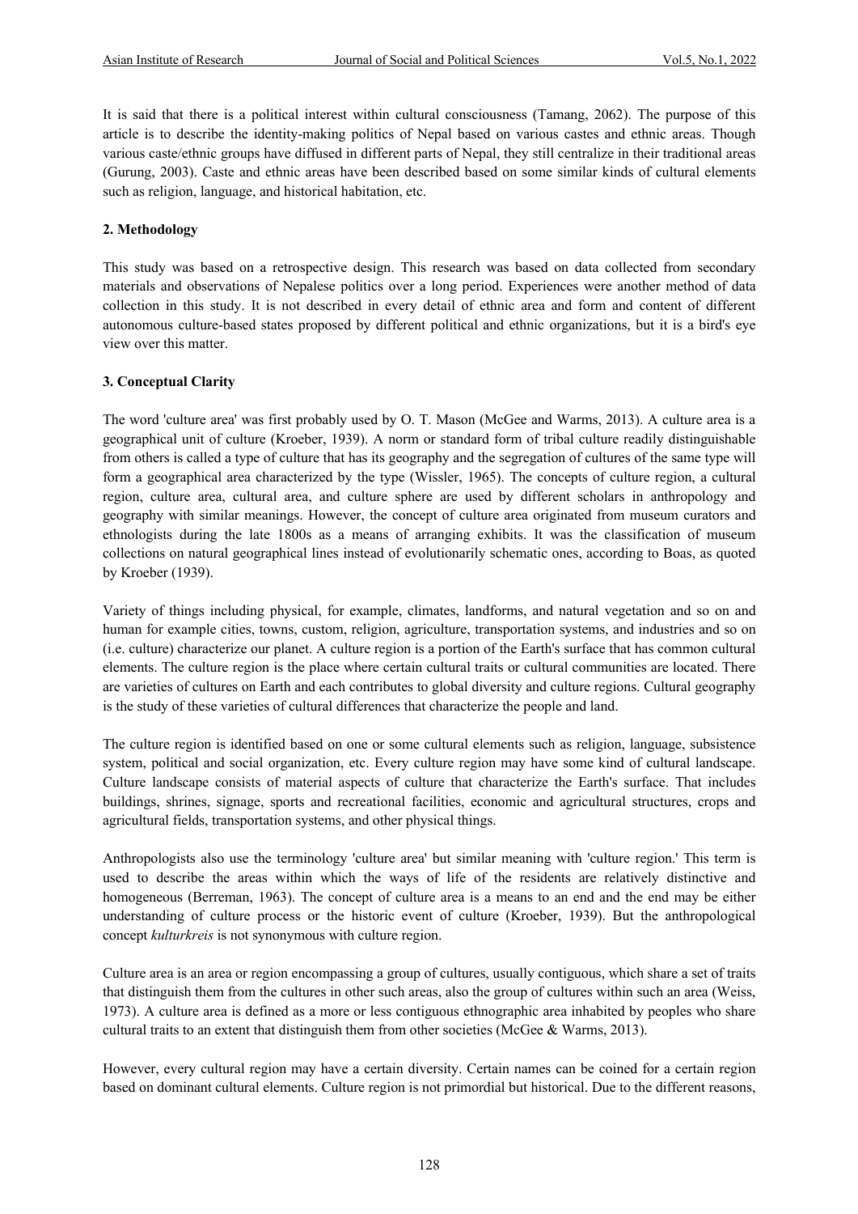It is said that there is a political interest within cultural consciousness (Tamang, 2062). The purpose of this article is to describe the identity-making politics of Nepal based on various castes and ethnic areas. Though various caste/ethnic groups have diffused in different parts of Nepal, they still centralize in their traditional areas (Gurung, 2003). Caste and ethnic areas have been described based on some similar kinds of cultural elements such as religion, language, and historical habitation, etc.

## 2. Methodology

This study was based on a retrospective design. This research was based on data collected from secondary materials and observations of Nepalese politics over a long period. Experiences were another method of data collection in this study. It is not described in every detail of ethnic area and form and content of different autonomous culture-based states proposed by different political and ethnic organizations, but it is a bird's eye view over this matter.

## 3. Conceptual Clarity

The word 'culture area' was first probably used by O. T. Mason (McGee and Warms, 2013). A culture area is a geographical unit of culture (Kroeber, 1939). A norm or standard form of tribal culture readily distinguishable from others is called a type of culture that has its geography and the segregation of cultures of the same type will form a geographical area characterized by the type (Wissler, 1965). The concepts of culture region, a cultural region, culture area, cultural area, and culture sphere are used by different scholars in anthropology and geography with similar meanings. However, the concept of culture area originated from museum curators and ethnologists during the late 1800s as a means of arranging exhibits. It was the classification of museum collections on natural geographical lines instead of evolutionarily schematic ones, according to Boas, as quoted by Kroeber (1939).

Variety of things including physical, for example, climates, landforms, and natural vegetation and so on and human for example cities, towns, custom, religion, agriculture, transportation systems, and industries and so on (i.e. culture) characterize our planet. A culture region is a portion of the Earth's surface that has common cultural elements. The culture region is the place where certain cultural traits or cultural communities are located. There are varieties of cultures on Earth and each contributes to global diversity and culture regions. Cultural geography is the study of these varieties of cultural differences that characterize the people and land.

The culture region is identified based on one or some cultural elements such as religion, language, subsistence system, political and social organization, etc. Every culture region may have some kind of cultural landscape. Culture landscape consists of material aspects of culture that characterize the Earth's surface. That includes buildings, shrines, signage, sports and recreational facilities, economic and agricultural structures, crops and agricultural fields, transportation systems, and other physical things.

Anthropologists also use the terminology 'culture area' but similar meaning with 'culture region.' This term is used to describe the areas within which the ways of life of the residents are relatively distinctive and homogeneous (Berreman, 1963). The concept of culture area is a means to an end and the end may be either understanding of culture process or the historic event of culture (Kroeber, 1939). But the anthropological concept *kulturkreis* is not synonymous with culture region.

Culture area is an area or region encompassing a group of cultures, usually contiguous, which share a set of traits that distinguish them from the cultures in other such areas, also the group of cultures within such an area (Weiss, 1973). A culture area is defined as a more or less contiguous ethnographic area inhabited by peoples who share cultural traits to an extent that distinguish them from other societies (McGee & Warms, 2013).

However, every cultural region may have a certain diversity. Certain names can be coined for a certain region based on dominant cultural elements. Culture region is not primordial but historical. Due to the different reasons,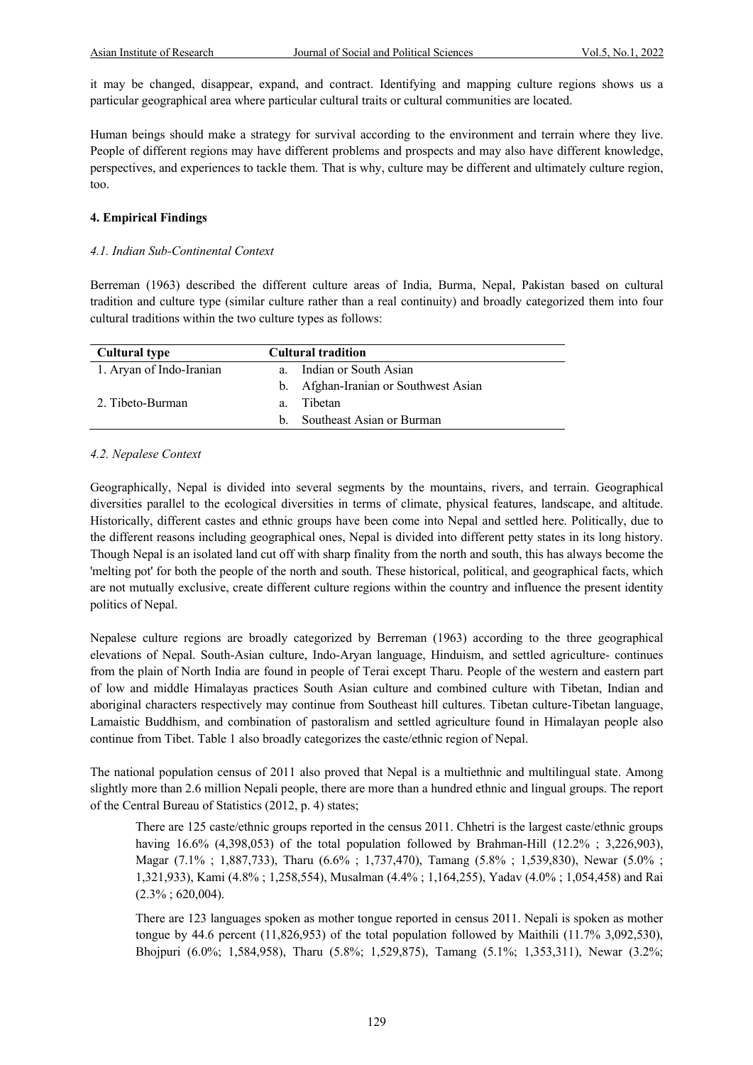it may be changed, disappear, expand, and contract. Identifying and mapping culture regions shows us a particular geographical area where particular cultural traits or cultural communities are located.

Human beings should make a strategy for survival according to the environment and terrain where they live. People of different regions may have different problems and prospects and may also have different knowledge, perspectives, and experiences to tackle them. That is why, culture may be different and ultimately culture region, too.

### 4. Empirical Findings

#### *4.1. Indian Sub-Continental Context*

Berreman (1963) described the different culture areas of India, Burma, Nepal, Pakistan based on cultural tradition and culture type (similar culture rather than a real continuity) and broadly categorized them into four cultural traditions within the two culture types as follows:

| Cultural type | Cultural tradition |
|---|---|
| 1. Aryan of Indo-Iranian | a. Indian or South Asian |
| | b. Afghan-Iranian or Southwest Asian |
| 2. Tibeto-Burman | a. Tibetan |
| | b. Southeast Asian or Burman |

#### *4.2. Nepalese Context*

Geographically, Nepal is divided into several segments by the mountains, rivers, and terrain. Geographical diversities parallel to the ecological diversities in terms of climate, physical features, landscape, and altitude. Historically, different castes and ethnic groups have been come into Nepal and settled here. Politically, due to the different reasons including geographical ones, Nepal is divided into different petty states in its long history. Though Nepal is an isolated land cut off with sharp finality from the north and south, this has always become the 'melting pot' for both the people of the north and south. These historical, political, and geographical facts, which are not mutually exclusive, create different culture regions within the country and influence the present identity politics of Nepal.

Nepalese culture regions are broadly categorized by Berreman (1963) according to the three geographical elevations of Nepal. South-Asian culture, Indo-Aryan language, Hinduism, and settled agriculture- continues from the plain of North India are found in people of Terai except Tharu. People of the western and eastern part of low and middle Himalayas practices South Asian culture and combined culture with Tibetan, Indian and aboriginal characters respectively may continue from Southeast hill cultures. Tibetan culture-Tibetan language, Lamaistic Buddhism, and combination of pastoralism and settled agriculture found in Himalayan people also continue from Tibet. Table 1 also broadly categorizes the caste/ethnic region of Nepal.

The national population census of 2011 also proved that Nepal is a multiethnic and multilingual state. Among slightly more than 2.6 million Nepali people, there are more than a hundred ethnic and lingual groups. The report of the Central Bureau of Statistics (2012, p. 4) states;

> There are 125 caste/ethnic groups reported in the census 2011. Chhetri is the largest caste/ethnic groups having 16.6% (4,398,053) of the total population followed by Brahman-Hill (12.2% ; 3,226,903), Magar (7.1% ; 1,887,733), Tharu (6.6% ; 1,737,470), Tamang (5.8% ; 1,539,830), Newar (5.0% ; 1,321,933), Kami (4.8% ; 1,258,554), Musalman (4.4% ; 1,164,255), Yadav (4.0% ; 1,054,458) and Rai (2.3% ; 620,004).
>
> There are 123 languages spoken as mother tongue reported in census 2011. Nepali is spoken as mother tongue by 44.6 percent (11,826,953) of the total population followed by Maithili (11.7% 3,092,530), Bhojpuri (6.0%; 1,584,958), Tharu (5.8%; 1,529,875), Tamang (5.1%; 1,353,311), Newar (3.2%;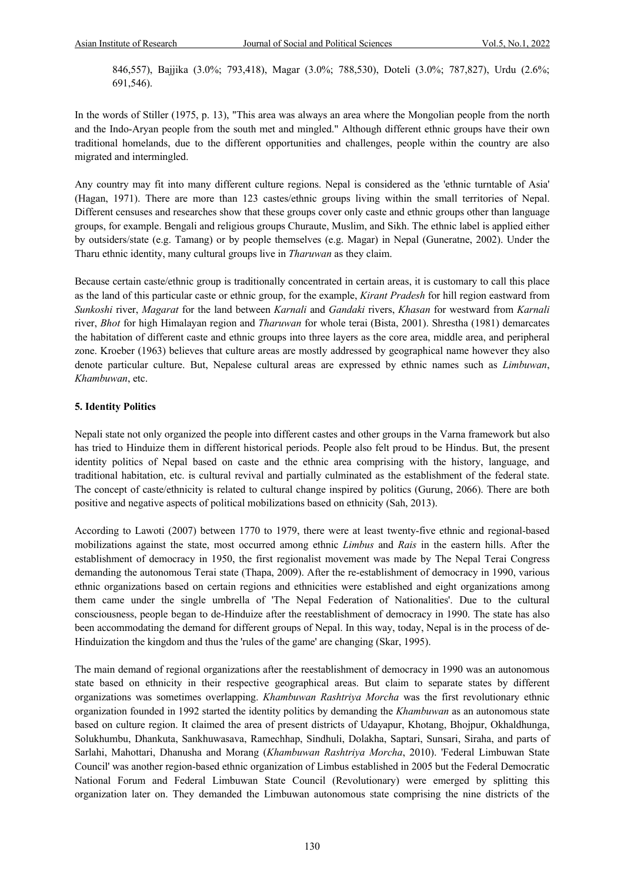846,557), Bajjika (3.0%; 793,418), Magar (3.0%; 788,530), Doteli (3.0%; 787,827), Urdu (2.6%; 691,546).

In the words of Stiller (1975, p. 13), "This area was always an area where the Mongolian people from the north and the Indo-Aryan people from the south met and mingled." Although different ethnic groups have their own traditional homelands, due to the different opportunities and challenges, people within the country are also migrated and intermingled.

Any country may fit into many different culture regions. Nepal is considered as the 'ethnic turntable of Asia' (Hagan, 1971). There are more than 123 castes/ethnic groups living within the small territories of Nepal. Different censuses and researches show that these groups cover only caste and ethnic groups other than language groups, for example. Bengali and religious groups Churaute, Muslim, and Sikh. The ethnic label is applied either by outsiders/state (e.g. Tamang) or by people themselves (e.g. Magar) in Nepal (Guneratne, 2002). Under the Tharu ethnic identity, many cultural groups live in *Tharuwan* as they claim.

Because certain caste/ethnic group is traditionally concentrated in certain areas, it is customary to call this place as the land of this particular caste or ethnic group, for the example, *Kirant Pradesh* for hill region eastward from *Sunkoshi* river, *Magarat* for the land between *Karnali* and *Gandaki* rivers, *Khasan* for westward from *Karnali* river, *Bhot* for high Himalayan region and *Tharuwan* for whole terai (Bista, 2001). Shrestha (1981) demarcates the habitation of different caste and ethnic groups into three layers as the core area, middle area, and peripheral zone. Kroeber (1963) believes that culture areas are mostly addressed by geographical name however they also denote particular culture. But, Nepalese cultural areas are expressed by ethnic names such as *Limbuwan*, *Khambuwan*, etc.

## 5. Identity Politics

Nepali state not only organized the people into different castes and other groups in the Varna framework but also has tried to Hinduize them in different historical periods. People also felt proud to be Hindus. But, the present identity politics of Nepal based on caste and the ethnic area comprising with the history, language, and traditional habitation, etc. is cultural revival and partially culminated as the establishment of the federal state. The concept of caste/ethnicity is related to cultural change inspired by politics (Gurung, 2066). There are both positive and negative aspects of political mobilizations based on ethnicity (Sah, 2013).

According to Lawoti (2007) between 1770 to 1979, there were at least twenty-five ethnic and regional-based mobilizations against the state, most occurred among ethnic *Limbus* and *Rais* in the eastern hills. After the establishment of democracy in 1950, the first regionalist movement was made by The Nepal Terai Congress demanding the autonomous Terai state (Thapa, 2009). After the re-establishment of democracy in 1990, various ethnic organizations based on certain regions and ethnicities were established and eight organizations among them came under the single umbrella of 'The Nepal Federation of Nationalities'. Due to the cultural consciousness, people began to de-Hinduize after the reestablishment of democracy in 1990. The state has also been accommodating the demand for different groups of Nepal. In this way, today, Nepal is in the process of de-Hinduization the kingdom and thus the 'rules of the game' are changing (Skar, 1995).

The main demand of regional organizations after the reestablishment of democracy in 1990 was an autonomous state based on ethnicity in their respective geographical areas. But claim to separate states by different organizations was sometimes overlapping. *Khambuwan Rashtriya Morcha* was the first revolutionary ethnic organization founded in 1992 started the identity politics by demanding the *Khambuwan* as an autonomous state based on culture region. It claimed the area of present districts of Udayapur, Khotang, Bhojpur, Okhaldhunga, Solukhumbu, Dhankuta, Sankhuwasava, Ramechhap, Sindhuli, Dolakha, Saptari, Sunsari, Siraha, and parts of Sarlahi, Mahottari, Dhanusha and Morang (*Khambuwan Rashtriya Morcha*, 2010). 'Federal Limbuwan State Council' was another region-based ethnic organization of Limbus established in 2005 but the Federal Democratic National Forum and Federal Limbuwan State Council (Revolutionary) were emerged by splitting this organization later on. They demanded the Limbuwan autonomous state comprising the nine districts of the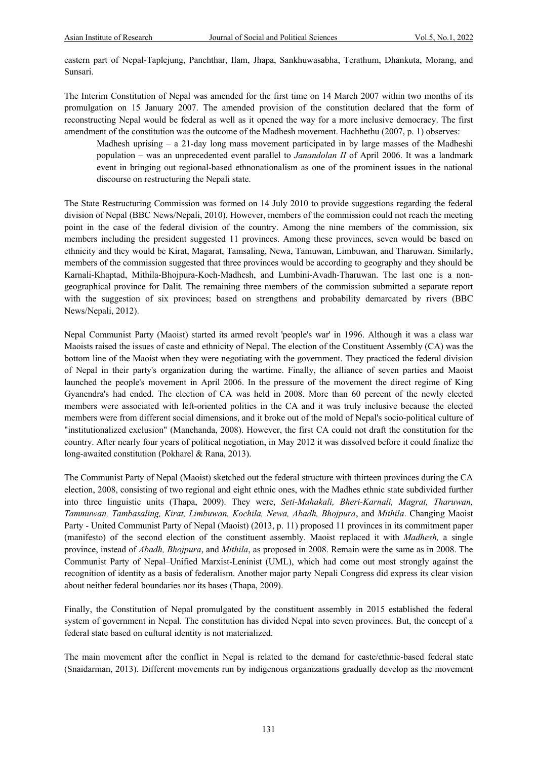eastern part of Nepal-Taplejung, Panchthar, Ilam, Jhapa, Sankhuwasabha, Terathum, Dhankuta, Morang, and Sunsari.

The Interim Constitution of Nepal was amended for the first time on 14 March 2007 within two months of its promulgation on 15 January 2007. The amended provision of the constitution declared that the form of reconstructing Nepal would be federal as well as it opened the way for a more inclusive democracy. The first amendment of the constitution was the outcome of the Madhesh movement. Hachhethu (2007, p. 1) observes:

> Madhesh uprising – a 21-day long mass movement participated in by large masses of the Madheshi population – was an unprecedented event parallel to *Janandolan II* of April 2006. It was a landmark event in bringing out regional-based ethnonationalism as one of the prominent issues in the national discourse on restructuring the Nepali state.

The State Restructuring Commission was formed on 14 July 2010 to provide suggestions regarding the federal division of Nepal (BBC News/Nepali, 2010). However, members of the commission could not reach the meeting point in the case of the federal division of the country. Among the nine members of the commission, six members including the president suggested 11 provinces. Among these provinces, seven would be based on ethnicity and they would be Kirat, Magarat, Tamsaling, Newa, Tamuwan, Limbuwan, and Tharuwan. Similarly, members of the commission suggested that three provinces would be according to geography and they should be Karnali-Khaptad, Mithila-Bhojpura-Koch-Madhesh, and Lumbini-Avadh-Tharuwan. The last one is a non-geographical province for Dalit. The remaining three members of the commission submitted a separate report with the suggestion of six provinces; based on strengthens and probability demarcated by rivers (BBC News/Nepali, 2012).

Nepal Communist Party (Maoist) started its armed revolt 'people's war' in 1996. Although it was a class war Maoists raised the issues of caste and ethnicity of Nepal. The election of the Constituent Assembly (CA) was the bottom line of the Maoist when they were negotiating with the government. They practiced the federal division of Nepal in their party's organization during the wartime. Finally, the alliance of seven parties and Maoist launched the people's movement in April 2006. In the pressure of the movement the direct regime of King Gyanendra's had ended. The election of CA was held in 2008. More than 60 percent of the newly elected members were associated with left-oriented politics in the CA and it was truly inclusive because the elected members were from different social dimensions, and it broke out of the mold of Nepal's socio-political culture of "institutionalized exclusion" (Manchanda, 2008). However, the first CA could not draft the constitution for the country. After nearly four years of political negotiation, in May 2012 it was dissolved before it could finalize the long-awaited constitution (Pokharel & Rana, 2013).

The Communist Party of Nepal (Maoist) sketched out the federal structure with thirteen provinces during the CA election, 2008, consisting of two regional and eight ethnic ones, with the Madhes ethnic state subdivided further into three linguistic units (Thapa, 2009). They were, *Seti-Mahakali, Bheri-Karnali, Magrat, Tharuwan, Tammuwan, Tambasaling, Kirat, Limbuwan, Kochila, Newa, Abadh, Bhojpura*, and *Mithila*. Changing Maoist Party - United Communist Party of Nepal (Maoist) (2013, p. 11) proposed 11 provinces in its commitment paper (manifesto) of the second election of the constituent assembly. Maoist replaced it with *Madhesh,* a single province, instead of *Abadh, Bhojpura*, and *Mithila*, as proposed in 2008. Remain were the same as in 2008. The Communist Party of Nepal–Unified Marxist-Leninist (UML), which had come out most strongly against the recognition of identity as a basis of federalism. Another major party Nepali Congress did express its clear vision about neither federal boundaries nor its bases (Thapa, 2009).

Finally, the Constitution of Nepal promulgated by the constituent assembly in 2015 established the federal system of government in Nepal. The constitution has divided Nepal into seven provinces. But, the concept of a federal state based on cultural identity is not materialized.

The main movement after the conflict in Nepal is related to the demand for caste/ethnic-based federal state (Snaidarman, 2013). Different movements run by indigenous organizations gradually develop as the movement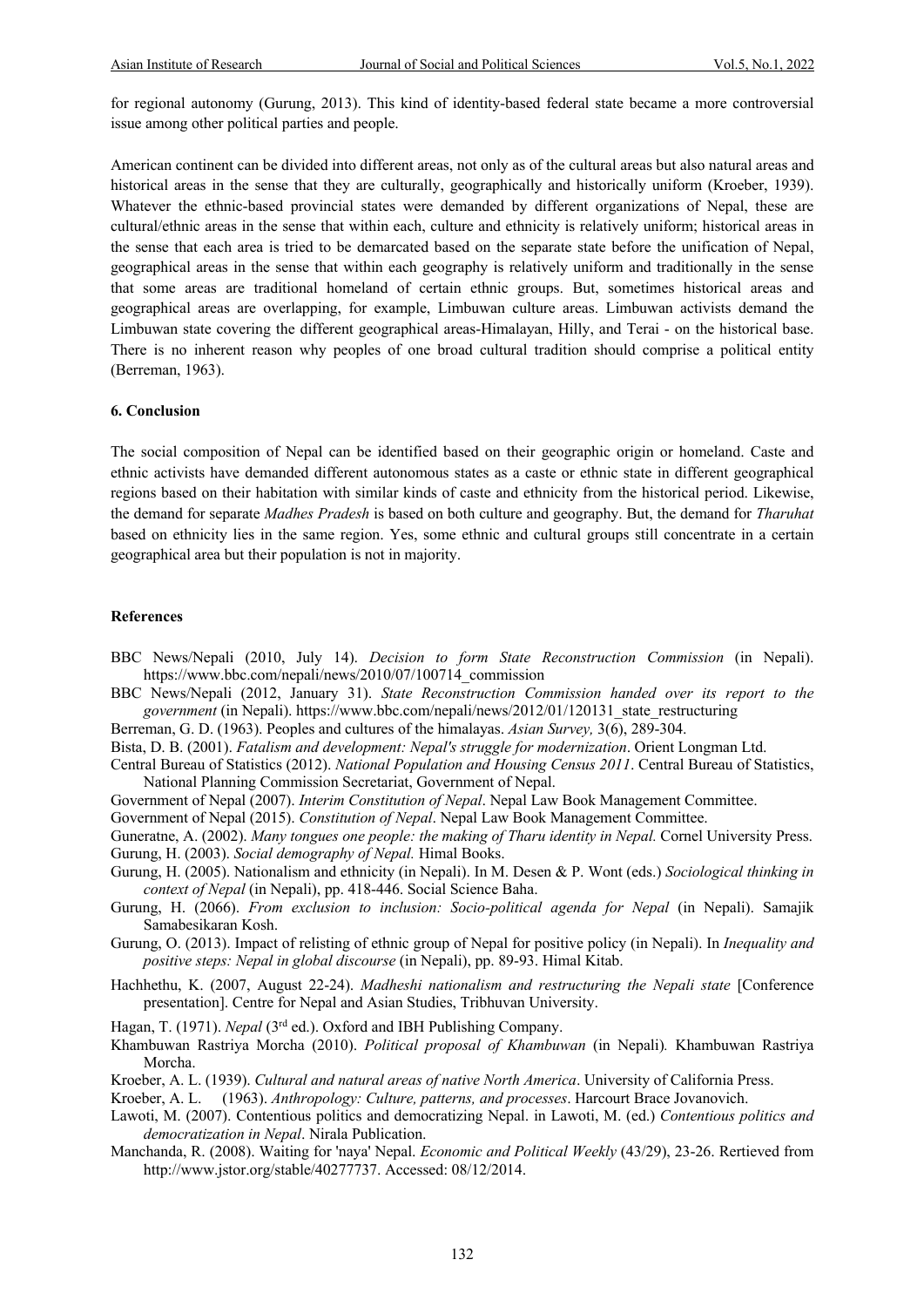for regional autonomy (Gurung, 2013). This kind of identity-based federal state became a more controversial issue among other political parties and people.

American continent can be divided into different areas, not only as of the cultural areas but also natural areas and historical areas in the sense that they are culturally, geographically and historically uniform (Kroeber, 1939). Whatever the ethnic-based provincial states were demanded by different organizations of Nepal, these are cultural/ethnic areas in the sense that within each, culture and ethnicity is relatively uniform; historical areas in the sense that each area is tried to be demarcated based on the separate state before the unification of Nepal, geographical areas in the sense that within each geography is relatively uniform and traditionally in the sense that some areas are traditional homeland of certain ethnic groups. But, sometimes historical areas and geographical areas are overlapping, for example, Limbuwan culture areas. Limbuwan activists demand the Limbuwan state covering the different geographical areas-Himalayan, Hilly, and Terai - on the historical base. There is no inherent reason why peoples of one broad cultural tradition should comprise a political entity (Berreman, 1963).

## 6. Conclusion

The social composition of Nepal can be identified based on their geographic origin or homeland. Caste and ethnic activists have demanded different autonomous states as a caste or ethnic state in different geographical regions based on their habitation with similar kinds of caste and ethnicity from the historical period. Likewise, the demand for separate *Madhes Pradesh* is based on both culture and geography. But, the demand for *Tharuhat* based on ethnicity lies in the same region. Yes, some ethnic and cultural groups still concentrate in a certain geographical area but their population is not in majority.

## References

BBC News/Nepali (2010, July 14). *Decision to form State Reconstruction Commission* (in Nepali). https://www.bbc.com/nepali/news/2010/07/100714_commission

BBC News/Nepali (2012, January 31). *State Reconstruction Commission handed over its report to the government* (in Nepali). https://www.bbc.com/nepali/news/2012/01/120131_state_restructuring

Berreman, G. D. (1963). Peoples and cultures of the himalayas. *Asian Survey,* 3(6), 289-304.

Bista, D. B. (2001). *Fatalism and development: Nepal's struggle for modernization*. Orient Longman Ltd.

Central Bureau of Statistics (2012). *National Population and Housing Census 2011*. Central Bureau of Statistics, National Planning Commission Secretariat, Government of Nepal.

Government of Nepal (2007). *Interim Constitution of Nepal*. Nepal Law Book Management Committee.

Government of Nepal (2015). *Constitution of Nepal*. Nepal Law Book Management Committee.

Guneratne, A. (2002). *Many tongues one people: the making of Tharu identity in Nepal.* Cornel University Press.

Gurung, H. (2003). *Social demography of Nepal.* Himal Books.

Gurung, H. (2005). Nationalism and ethnicity (in Nepali). In M. Desen & P. Wont (eds.) *Sociological thinking in context of Nepal* (in Nepali), pp. 418-446. Social Science Baha.

Gurung, H. (2066). *From exclusion to inclusion: Socio-political agenda for Nepal* (in Nepali). Samajik Samabesikaran Kosh.

Gurung, O. (2013). Impact of relisting of ethnic group of Nepal for positive policy (in Nepali). In *Inequality and positive steps: Nepal in global discourse* (in Nepali), pp. 89-93. Himal Kitab.

Hachhethu, K. (2007, August 22-24). *Madheshi nationalism and restructuring the Nepali state* [Conference presentation]. Centre for Nepal and Asian Studies, Tribhuvan University.

Hagan, T. (1971). *Nepal* (3rd ed.). Oxford and IBH Publishing Company.

Khambuwan Rastriya Morcha (2010). *Political proposal of Khambuwan* (in Nepali)*.* Khambuwan Rastriya Morcha.

Kroeber, A. L. (1939). *Cultural and natural areas of native North America*. University of California Press.

Kroeber, A. L. (1963). *Anthropology: Culture, patterns, and processes*. Harcourt Brace Jovanovich.

Lawoti, M. (2007). Contentious politics and democratizing Nepal. in Lawoti, M. (ed.) *Contentious politics and democratization in Nepal*. Nirala Publication.

Manchanda, R. (2008). Waiting for 'naya' Nepal. *Economic and Political Weekly* (43/29), 23-26. Rertieved from http://www.jstor.org/stable/40277737. Accessed: 08/12/2014.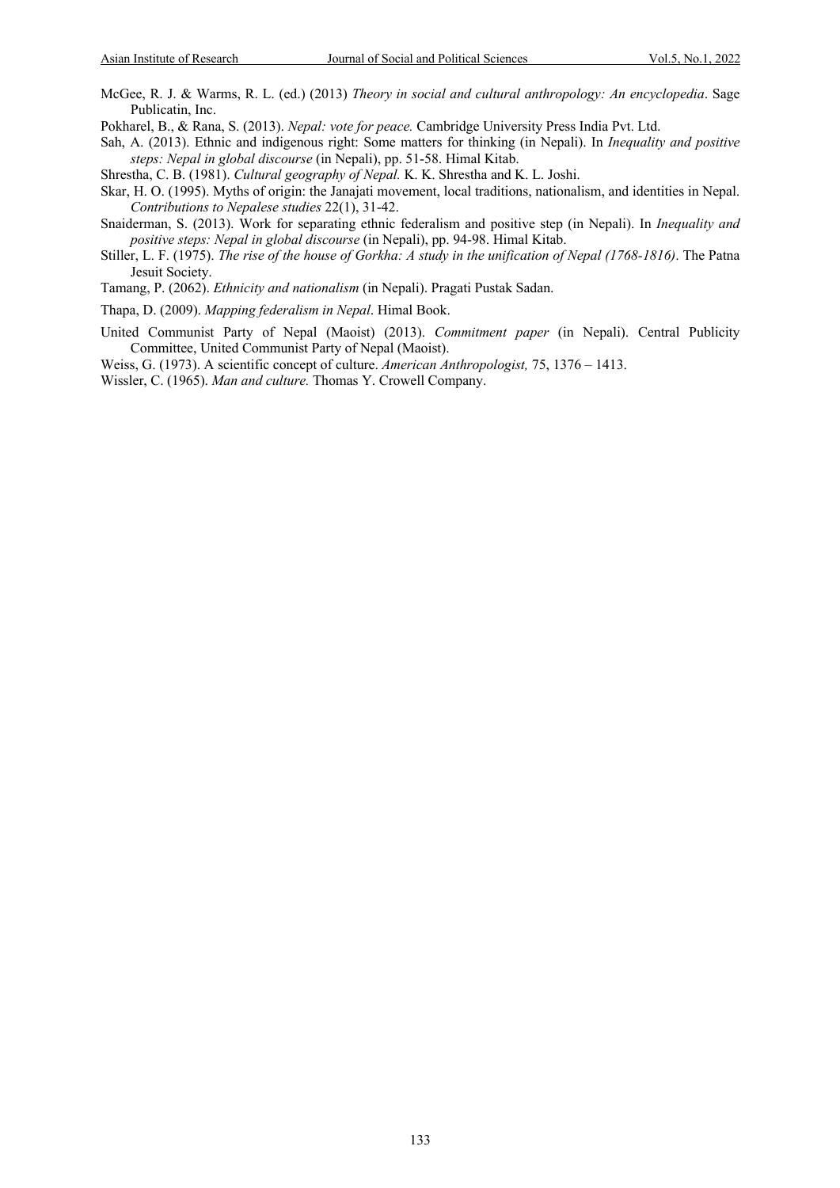McGee, R. J. & Warms, R. L. (ed.) (2013) *Theory in social and cultural anthropology: An encyclopedia*. Sage Publicatin, Inc.

Pokharel, B., & Rana, S. (2013). *Nepal: vote for peace.* Cambridge University Press India Pvt. Ltd.

Sah, A. (2013). Ethnic and indigenous right: Some matters for thinking (in Nepali). In *Inequality and positive steps: Nepal in global discourse* (in Nepali), pp. 51-58. Himal Kitab.

Shrestha, C. B. (1981). *Cultural geography of Nepal.* K. K. Shrestha and K. L. Joshi.

Skar, H. O. (1995). Myths of origin: the Janajati movement, local traditions, nationalism, and identities in Nepal. *Contributions to Nepalese studies* 22(1), 31-42.

Snaiderman, S. (2013). Work for separating ethnic federalism and positive step (in Nepali). In *Inequality and positive steps: Nepal in global discourse* (in Nepali), pp. 94-98. Himal Kitab.

Stiller, L. F. (1975). *The rise of the house of Gorkha: A study in the unification of Nepal (1768-1816)*. The Patna Jesuit Society.

Tamang, P. (2062). *Ethnicity and nationalism* (in Nepali). Pragati Pustak Sadan.

Thapa, D. (2009). *Mapping federalism in Nepal*. Himal Book.

United Communist Party of Nepal (Maoist) (2013). *Commitment paper* (in Nepali). Central Publicity Committee, United Communist Party of Nepal (Maoist).

Weiss, G. (1973). A scientific concept of culture. *American Anthropologist,* 75, 1376 – 1413.

Wissler, C. (1965). *Man and culture.* Thomas Y. Crowell Company.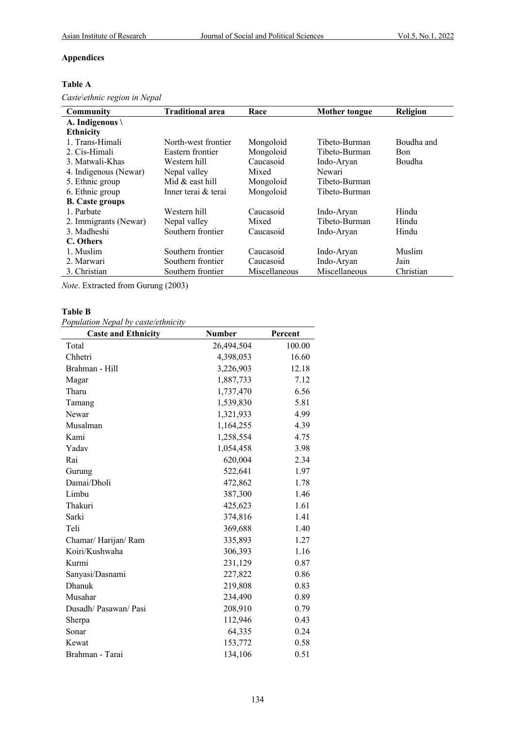**Appendices**

**Table A**

*Caste\ethnic region in Nepal*

| Community | Traditional area | Race | Mother tongue | Religion |
|---|---|---|---|---|
| **A. Indigenous \ Ethnicity** | | | | |
| 1. Trans-Himali | North-west frontier | Mongoloid | Tibeto-Burman | Boudha and |
| 2. Cis-Himali | Eastern frontier | Mongoloid | Tibeto-Burman | Bon |
| 3. Matwali-Khas | Western hill | Caucasoid | Indo-Aryan | Boudha |
| 4. Indigenous (Newar) | Nepal valley | Mixed | Newari | |
| 5. Ethnic group | Mid & east hill | Mongoloid | Tibeto-Burman | |
| 6. Ethnic group | Inner terai & terai | Mongoloid | Tibeto-Burman | |
| **B. Caste groups** | | | | |
| 1. Parbate | Western hill | Caucasoid | Indo-Aryan | Hindu |
| 2. Immigrants (Newar) | Nepal valley | Mixed | Tibeto-Burman | Hindu |
| 3. Madheshi | Southern frontier | Caucasoid | Indo-Aryan | Hindu |
| **C. Others** | | | | |
| 1. Muslim | Southern frontier | Caucasoid | Indo-Aryan | Muslim |
| 2. Marwari | Southern frontier | Caucasoid | Indo-Aryan | Jain |
| 3. Christian | Southern frontier | Miscellaneous | Miscellaneous | Christian |

*Note*. Extracted from Gurung (2003)

**Table B**

*Population Nepal by caste/ethnicity*

| Caste and Ethnicity | Number | Percent |
|---|---|---|
| Total | 26,494,504 | 100.00 |
| Chhetri | 4,398,053 | 16.60 |
| Brahman - Hill | 3,226,903 | 12.18 |
| Magar | 1,887,733 | 7.12 |
| Tharu | 1,737,470 | 6.56 |
| Tamang | 1,539,830 | 5.81 |
| Newar | 1,321,933 | 4.99 |
| Musalman | 1,164,255 | 4.39 |
| Kami | 1,258,554 | 4.75 |
| Yadav | 1,054,458 | 3.98 |
| Rai | 620,004 | 2.34 |
| Gurung | 522,641 | 1.97 |
| Damai/Dholi | 472,862 | 1.78 |
| Limbu | 387,300 | 1.46 |
| Thakuri | 425,623 | 1.61 |
| Sarki | 374,816 | 1.41 |
| Teli | 369,688 | 1.40 |
| Chamar/ Harijan/ Ram | 335,893 | 1.27 |
| Koiri/Kushwaha | 306,393 | 1.16 |
| Kurmi | 231,129 | 0.87 |
| Sanyasi/Dasnami | 227,822 | 0.86 |
| Dhanuk | 219,808 | 0.83 |
| Musahar | 234,490 | 0.89 |
| Dusadh/ Pasawan/ Pasi | 208,910 | 0.79 |
| Sherpa | 112,946 | 0.43 |
| Sonar | 64,335 | 0.24 |
| Kewat | 153,772 | 0.58 |
| Brahman - Tarai | 134,106 | 0.51 |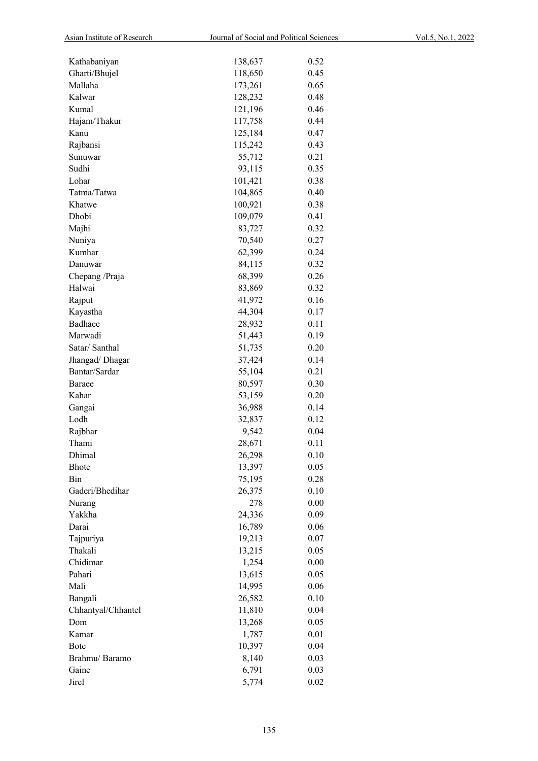| | | |
|---|---|---|
| Kathabaniyan | 138,637 | 0.52 |
| Gharti/Bhujel | 118,650 | 0.45 |
| Mallaha | 173,261 | 0.65 |
| Kalwar | 128,232 | 0.48 |
| Kumal | 121,196 | 0.46 |
| Hajam/Thakur | 117,758 | 0.44 |
| Kanu | 125,184 | 0.47 |
| Rajbansi | 115,242 | 0.43 |
| Sunuwar | 55,712 | 0.21 |
| Sudhi | 93,115 | 0.35 |
| Lohar | 101,421 | 0.38 |
| Tatma/Tatwa | 104,865 | 0.40 |
| Khatwe | 100,921 | 0.38 |
| Dhobi | 109,079 | 0.41 |
| Majhi | 83,727 | 0.32 |
| Nuniya | 70,540 | 0.27 |
| Kumhar | 62,399 | 0.24 |
| Danuwar | 84,115 | 0.32 |
| Chepang /Praja | 68,399 | 0.26 |
| Halwai | 83,869 | 0.32 |
| Rajput | 41,972 | 0.16 |
| Kayastha | 44,304 | 0.17 |
| Badhaee | 28,932 | 0.11 |
| Marwadi | 51,443 | 0.19 |
| Satar/ Santhal | 51,735 | 0.20 |
| Jhangad/ Dhagar | 37,424 | 0.14 |
| Bantar/Sardar | 55,104 | 0.21 |
| Baraee | 80,597 | 0.30 |
| Kahar | 53,159 | 0.20 |
| Gangai | 36,988 | 0.14 |
| Lodh | 32,837 | 0.12 |
| Rajbhar | 9,542 | 0.04 |
| Thami | 28,671 | 0.11 |
| Dhimal | 26,298 | 0.10 |
| Bhote | 13,397 | 0.05 |
| Bin | 75,195 | 0.28 |
| Gaderi/Bhedihar | 26,375 | 0.10 |
| Nurang | 278 | 0.00 |
| Yakkha | 24,336 | 0.09 |
| Darai | 16,789 | 0.06 |
| Tajpuriya | 19,213 | 0.07 |
| Thakali | 13,215 | 0.05 |
| Chidimar | 1,254 | 0.00 |
| Pahari | 13,615 | 0.05 |
| Mali | 14,995 | 0.06 |
| Bangali | 26,582 | 0.10 |
| Chhantyal/Chhantel | 11,810 | 0.04 |
| Dom | 13,268 | 0.05 |
| Kamar | 1,787 | 0.01 |
| Bote | 10,397 | 0.04 |
| Brahmu/ Baramo | 8,140 | 0.03 |
| Gaine | 6,791 | 0.03 |
| Jirel | 5,774 | 0.02 |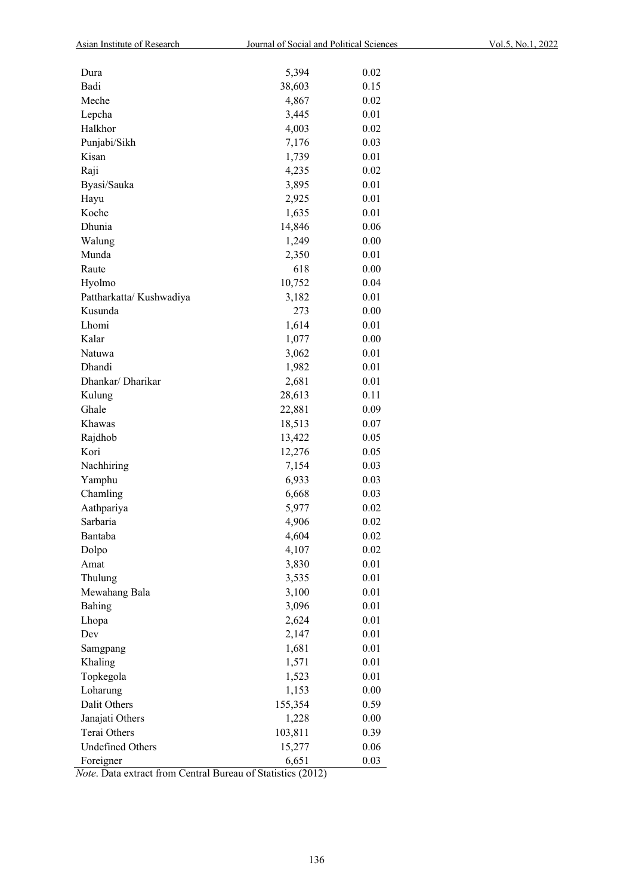| | | |
|---|---|---|
| Dura | 5,394 | 0.02 |
| Badi | 38,603 | 0.15 |
| Meche | 4,867 | 0.02 |
| Lepcha | 3,445 | 0.01 |
| Halkhor | 4,003 | 0.02 |
| Punjabi/Sikh | 7,176 | 0.03 |
| Kisan | 1,739 | 0.01 |
| Raji | 4,235 | 0.02 |
| Byasi/Sauka | 3,895 | 0.01 |
| Hayu | 2,925 | 0.01 |
| Koche | 1,635 | 0.01 |
| Dhunia | 14,846 | 0.06 |
| Walung | 1,249 | 0.00 |
| Munda | 2,350 | 0.01 |
| Raute | 618 | 0.00 |
| Hyolmo | 10,752 | 0.04 |
| Pattharkatta/ Kushwadiya | 3,182 | 0.01 |
| Kusunda | 273 | 0.00 |
| Lhomi | 1,614 | 0.01 |
| Kalar | 1,077 | 0.00 |
| Natuwa | 3,062 | 0.01 |
| Dhandi | 1,982 | 0.01 |
| Dhankar/ Dharikar | 2,681 | 0.01 |
| Kulung | 28,613 | 0.11 |
| Ghale | 22,881 | 0.09 |
| Khawas | 18,513 | 0.07 |
| Rajdhob | 13,422 | 0.05 |
| Kori | 12,276 | 0.05 |
| Nachhiring | 7,154 | 0.03 |
| Yamphu | 6,933 | 0.03 |
| Chamling | 6,668 | 0.03 |
| Aathpariya | 5,977 | 0.02 |
| Sarbaria | 4,906 | 0.02 |
| Bantaba | 4,604 | 0.02 |
| Dolpo | 4,107 | 0.02 |
| Amat | 3,830 | 0.01 |
| Thulung | 3,535 | 0.01 |
| Mewahang Bala | 3,100 | 0.01 |
| Bahing | 3,096 | 0.01 |
| Lhopa | 2,624 | 0.01 |
| Dev | 2,147 | 0.01 |
| Samgpang | 1,681 | 0.01 |
| Khaling | 1,571 | 0.01 |
| Topkegola | 1,523 | 0.01 |
| Loharung | 1,153 | 0.00 |
| Dalit Others | 155,354 | 0.59 |
| Janajati Others | 1,228 | 0.00 |
| Terai Others | 103,811 | 0.39 |
| Undefined Others | 15,277 | 0.06 |
| Foreigner | 6,651 | 0.03 |

*Note*. Data extract from Central Bureau of Statistics (2012)